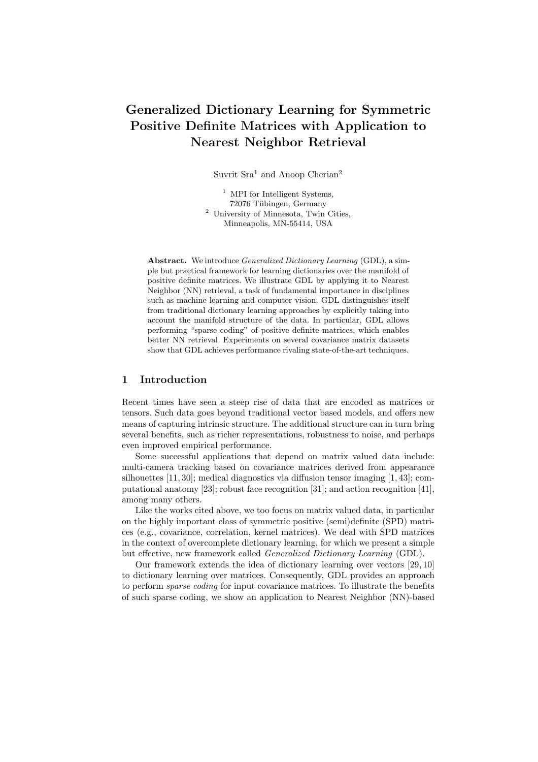# Generalized Dictionary Learning for Symmetric Positive Definite Matrices with Application to Nearest Neighbor Retrieval

Suvrit Sra[1] and Anoop Cherian[2]

[1] MPI for Intelligent Systems, 72076 Tübingen, Germany
[2] University of Minnesota, Twin Cities, Minneapolis, MN-55414, USA

**Abstract.** We introduce *Generalized Dictionary Learning* (GDL), a simple but practical framework for learning dictionaries over the manifold of positive definite matrices. We illustrate GDL by applying it to Nearest Neighbor (NN) retrieval, a task of fundamental importance in disciplines such as machine learning and computer vision. GDL distinguishes itself from traditional dictionary learning approaches by explicitly taking into account the manifold structure of the data. In particular, GDL allows performing "sparse coding" of positive definite matrices, which enables better NN retrieval. Experiments on several covariance matrix datasets show that GDL achieves performance rivaling state-of-the-art techniques.

## 1 Introduction

Recent times have seen a steep rise of data that are encoded as matrices or tensors. Such data goes beyond traditional vector based models, and offers new means of capturing intrinsic structure. The additional structure can in turn bring several benefits, such as richer representations, robustness to noise, and perhaps even improved empirical performance.

Some successful applications that depend on matrix valued data include: multi-camera tracking based on covariance matrices derived from appearance silhouettes [11, 30]; medical diagnostics via diffusion tensor imaging [1, 43]; computational anatomy [23]; robust face recognition [31]; and action recognition [41], among many others.

Like the works cited above, we too focus on matrix valued data, in particular on the highly important class of symmetric positive (semi)definite (SPD) matrices (e.g., covariance, correlation, kernel matrices). We deal with SPD matrices in the context of overcomplete dictionary learning, for which we present a simple but effective, new framework called *Generalized Dictionary Learning* (GDL).

Our framework extends the idea of dictionary learning over vectors [29, 10] to dictionary learning over matrices. Consequently, GDL provides an approach to perform *sparse coding* for input covariance matrices. To illustrate the benefits of such sparse coding, we show an application to Nearest Neighbor (NN)-based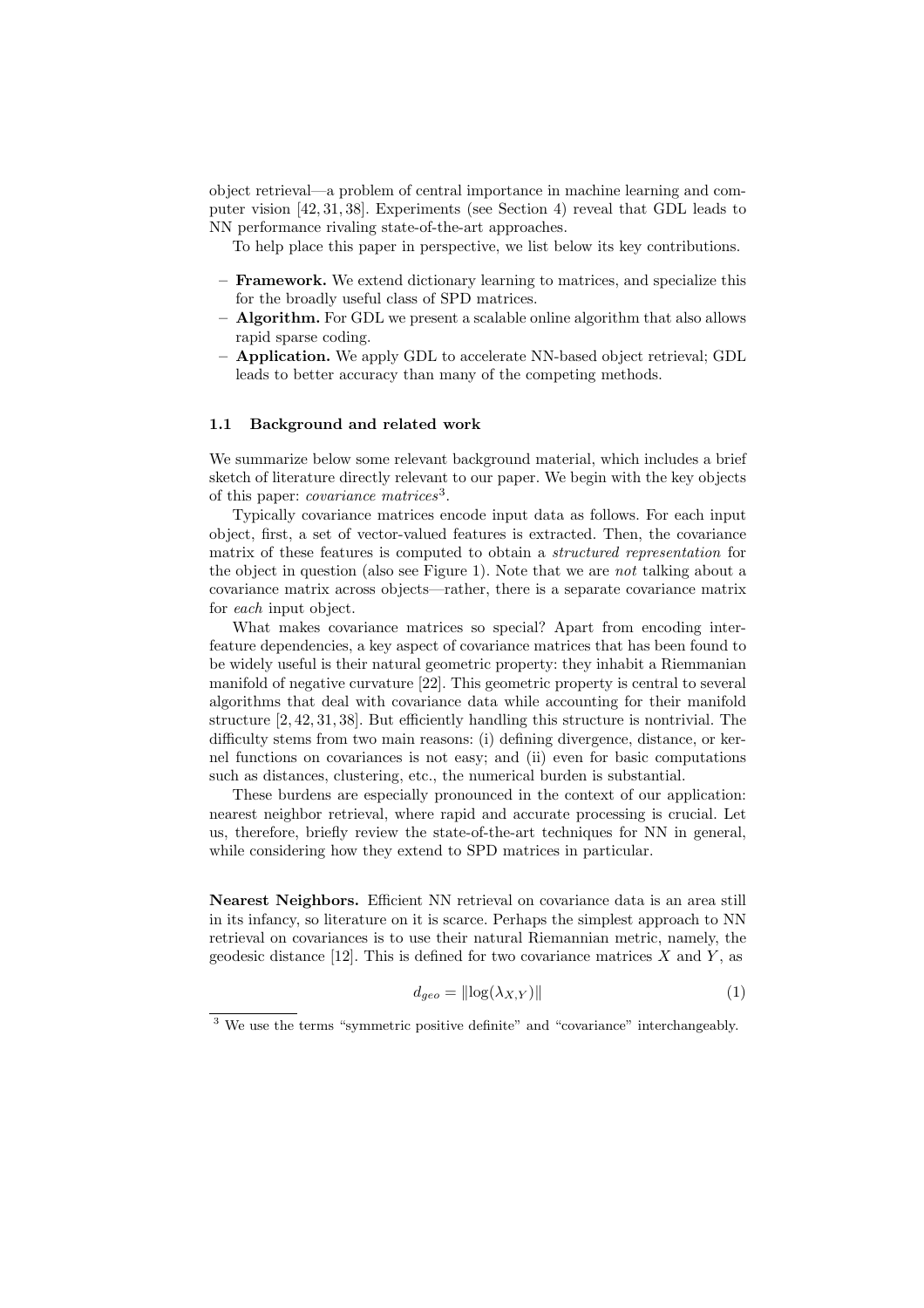object retrieval—a problem of central importance in machine learning and computer vision [42, 31, 38]. Experiments (see Section 4) reveal that GDL leads to NN performance rivaling state-of-the-art approaches.

To help place this paper in perspective, we list below its key contributions.

- **Framework.** We extend dictionary learning to matrices, and specialize this for the broadly useful class of SPD matrices.
- **Algorithm.** For GDL we present a scalable online algorithm that also allows rapid sparse coding.
- **Application.** We apply GDL to accelerate NN-based object retrieval; GDL leads to better accuracy than many of the competing methods.

### 1.1 Background and related work

We summarize below some relevant background material, which includes a brief sketch of literature directly relevant to our paper. We begin with the key objects of this paper: *covariance matrices*[3].

Typically covariance matrices encode input data as follows. For each input object, first, a set of vector-valued features is extracted. Then, the covariance matrix of these features is computed to obtain a *structured representation* for the object in question (also see Figure 1). Note that we are *not* talking about a covariance matrix across objects—rather, there is a separate covariance matrix for *each* input object.

What makes covariance matrices so special? Apart from encoding inter-feature dependencies, a key aspect of covariance matrices that has been found to be widely useful is their natural geometric property: they inhabit a Riemmanian manifold of negative curvature [22]. This geometric property is central to several algorithms that deal with covariance data while accounting for their manifold structure [2, 42, 31, 38]. But efficiently handling this structure is nontrivial. The difficulty stems from two main reasons: (i) defining divergence, distance, or kernel functions on covariances is not easy; and (ii) even for basic computations such as distances, clustering, etc., the numerical burden is substantial.

These burdens are especially pronounced in the context of our application: nearest neighbor retrieval, where rapid and accurate processing is crucial. Let us, therefore, briefly review the state-of-the-art techniques for NN in general, while considering how they extend to SPD matrices in particular.

**Nearest Neighbors.** Efficient NN retrieval on covariance data is an area still in its infancy, so literature on it is scarce. Perhaps the simplest approach to NN retrieval on covariances is to use their natural Riemannian metric, namely, the geodesic distance [12]. This is defined for two covariance matrices $X$ and $Y$, as

$$d_{geo} = \|\log(\lambda_{X,Y})\| \tag{1}$$

[3] We use the terms "symmetric positive definite" and "covariance" interchangeably.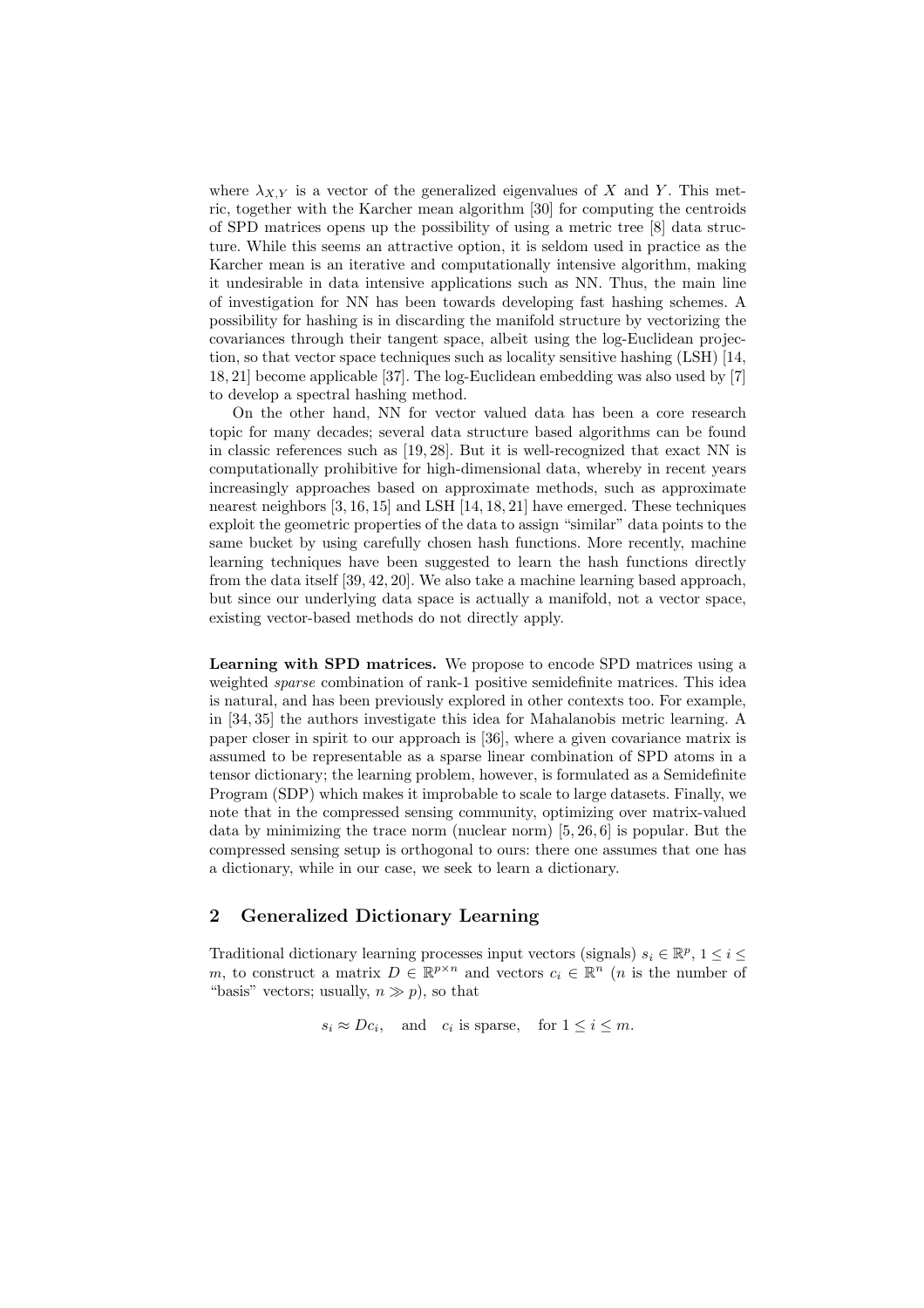where $\lambda_{X,Y}$ is a vector of the generalized eigenvalues of $X$ and $Y$. This metric, together with the Karcher mean algorithm [30] for computing the centroids of SPD matrices opens up the possibility of using a metric tree [8] data structure. While this seems an attractive option, it is seldom used in practice as the Karcher mean is an iterative and computationally intensive algorithm, making it undesirable in data intensive applications such as NN. Thus, the main line of investigation for NN has been towards developing fast hashing schemes. A possibility for hashing is in discarding the manifold structure by vectorizing the covariances through their tangent space, albeit using the log-Euclidean projection, so that vector space techniques such as locality sensitive hashing (LSH) [14, 18, 21] become applicable [37]. The log-Euclidean embedding was also used by [7] to develop a spectral hashing method.

On the other hand, NN for vector valued data has been a core research topic for many decades; several data structure based algorithms can be found in classic references such as [19, 28]. But it is well-recognized that exact NN is computationally prohibitive for high-dimensional data, whereby in recent years increasingly approaches based on approximate methods, such as approximate nearest neighbors [3, 16, 15] and LSH [14, 18, 21] have emerged. These techniques exploit the geometric properties of the data to assign "similar" data points to the same bucket by using carefully chosen hash functions. More recently, machine learning techniques have been suggested to learn the hash functions directly from the data itself [39, 42, 20]. We also take a machine learning based approach, but since our underlying data space is actually a manifold, not a vector space, existing vector-based methods do not directly apply.

**Learning with SPD matrices.** We propose to encode SPD matrices using a weighted *sparse* combination of rank-1 positive semidefinite matrices. This idea is natural, and has been previously explored in other contexts too. For example, in [34, 35] the authors investigate this idea for Mahalanobis metric learning. A paper closer in spirit to our approach is [36], where a given covariance matrix is assumed to be representable as a sparse linear combination of SPD atoms in a tensor dictionary; the learning problem, however, is formulated as a Semidefinite Program (SDP) which makes it improbable to scale to large datasets. Finally, we note that in the compressed sensing community, optimizing over matrix-valued data by minimizing the trace norm (nuclear norm) [5, 26, 6] is popular. But the compressed sensing setup is orthogonal to ours: there one assumes that one has a dictionary, while in our case, we seek to learn a dictionary.

## 2 Generalized Dictionary Learning

Traditional dictionary learning processes input vectors (signals) $s_i \in \mathbb{R}^p$, $1 \leq i \leq m$, to construct a matrix $D \in \mathbb{R}^{p \times n}$ and vectors $c_i \in \mathbb{R}^n$ ($n$ is the number of "basis" vectors; usually, $n \gg p$), so that

$$s_i \approx Dc_i, \quad \text{and} \quad c_i \text{ is sparse}, \quad \text{for } 1 \leq i \leq m.$$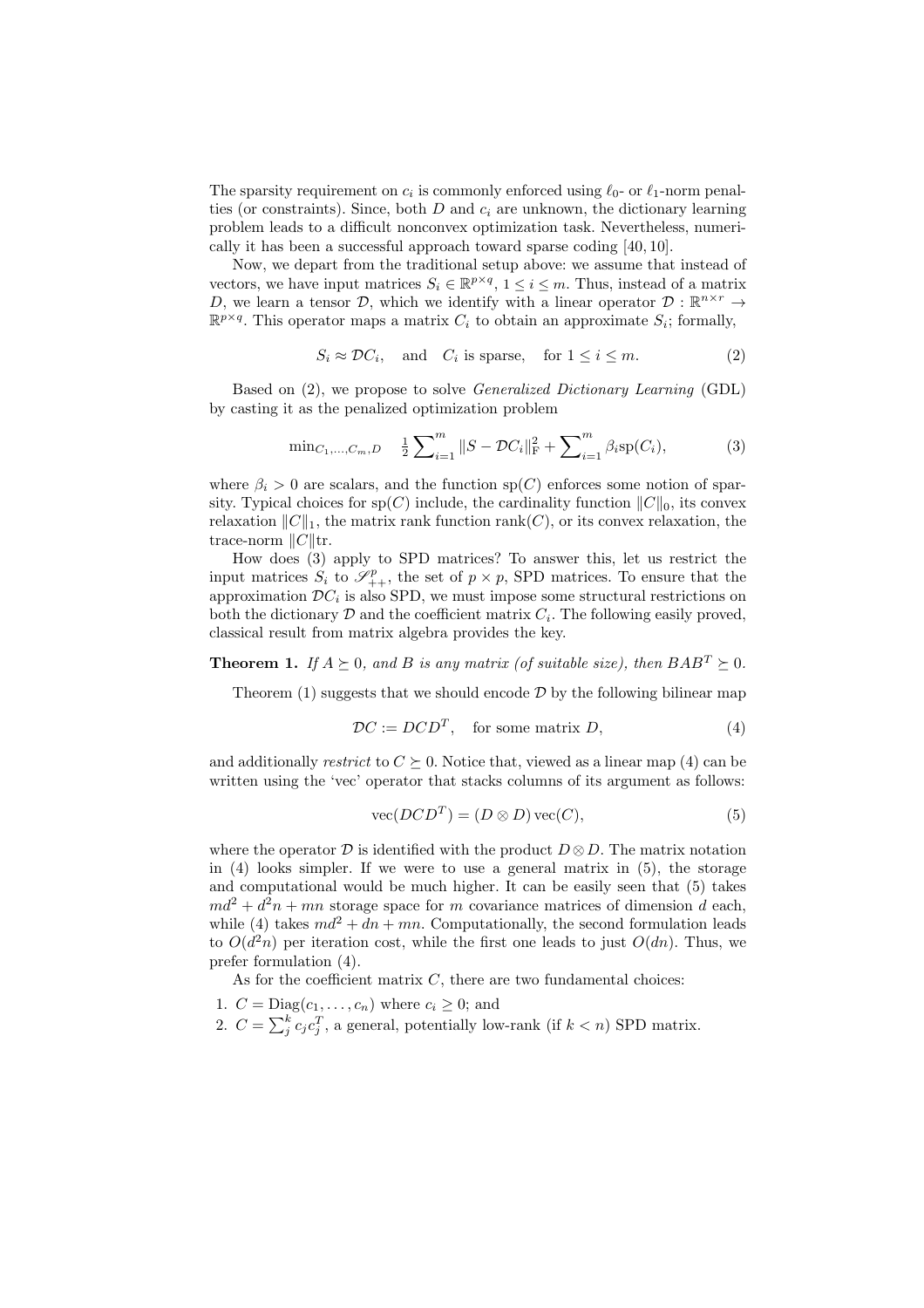The sparsity requirement on $c_i$ is commonly enforced using $\ell_0$- or $\ell_1$-norm penalties (or constraints). Since, both $D$ and $c_i$ are unknown, the dictionary learning problem leads to a difficult nonconvex optimization task. Nevertheless, numerically it has been a successful approach toward sparse coding [40, 10].

Now, we depart from the traditional setup above: we assume that instead of vectors, we have input matrices $S_i \in \mathbb{R}^{p \times q}$, $1 \leq i \leq m$. Thus, instead of a matrix $D$, we learn a tensor $\mathcal{D}$, which we identify with a linear operator $\mathcal{D} : \mathbb{R}^{n \times r} \rightarrow \mathbb{R}^{p \times q}$. This operator maps a matrix $C_i$ to obtain an approximate $S_i$; formally,

$$S_i \approx \mathcal{D}C_i, \quad \text{and} \quad C_i \text{ is sparse}, \quad \text{for } 1 \leq i \leq m. \tag{2}$$

Based on (2), we propose to solve *Generalized Dictionary Learning* (GDL) by casting it as the penalized optimization problem

$$\min_{C_1,\ldots,C_m,D} \quad \tfrac{1}{2}\sum\nolimits_{i=1}^{m} \|S - \mathcal{D}C_i\|_{\mathrm{F}}^2 + \sum\nolimits_{i=1}^{m} \beta_i \mathrm{sp}(C_i), \tag{3}$$

where $\beta_i > 0$ are scalars, and the function $\mathrm{sp}(C)$ enforces some notion of sparsity. Typical choices for $\mathrm{sp}(C)$ include, the cardinality function $\|C\|_0$, its convex relaxation $\|C\|_1$, the matrix rank function $\mathrm{rank}(C)$, or its convex relaxation, the trace-norm $\|C\|\mathrm{tr}$.

How does (3) apply to SPD matrices? To answer this, let us restrict the input matrices $S_i$ to $\mathscr{S}_{++}^p$, the set of $p \times p$, SPD matrices. To ensure that the approximation $\mathcal{D}C_i$ is also SPD, we must impose some structural restrictions on both the dictionary $\mathcal{D}$ and the coefficient matrix $C_i$. The following easily proved, classical result from matrix algebra provides the key.

**Theorem 1.** *If $A \succeq 0$, and $B$ is any matrix (of suitable size), then $BAB^T \succeq 0$.*

Theorem (1) suggests that we should encode $\mathcal{D}$ by the following bilinear map

$$\mathcal{D}C := DCD^T, \quad \text{for some matrix } D, \tag{4}$$

and additionally *restrict* to $C \succeq 0$. Notice that, viewed as a linear map (4) can be written using the 'vec' operator that stacks columns of its argument as follows:

$$\mathrm{vec}(DCD^T) = (D \otimes D)\,\mathrm{vec}(C), \tag{5}$$

where the operator $\mathcal{D}$ is identified with the product $D \otimes D$. The matrix notation in (4) looks simpler. If we were to use a general matrix in (5), the storage and computational would be much higher. It can be easily seen that (5) takes $md^2 + d^2n + mn$ storage space for $m$ covariance matrices of dimension $d$ each, while (4) takes $md^2 + dn + mn$. Computationally, the second formulation leads to $O(d^2n)$ per iteration cost, while the first one leads to just $O(dn)$. Thus, we prefer formulation (4).

As for the coefficient matrix $C$, there are two fundamental choices:

1. $C = \mathrm{Diag}(c_1, \ldots, c_n)$ where $c_i \geq 0$; and
2. $C = \sum_j^k c_j c_j^T$, a general, potentially low-rank (if $k < n$) SPD matrix.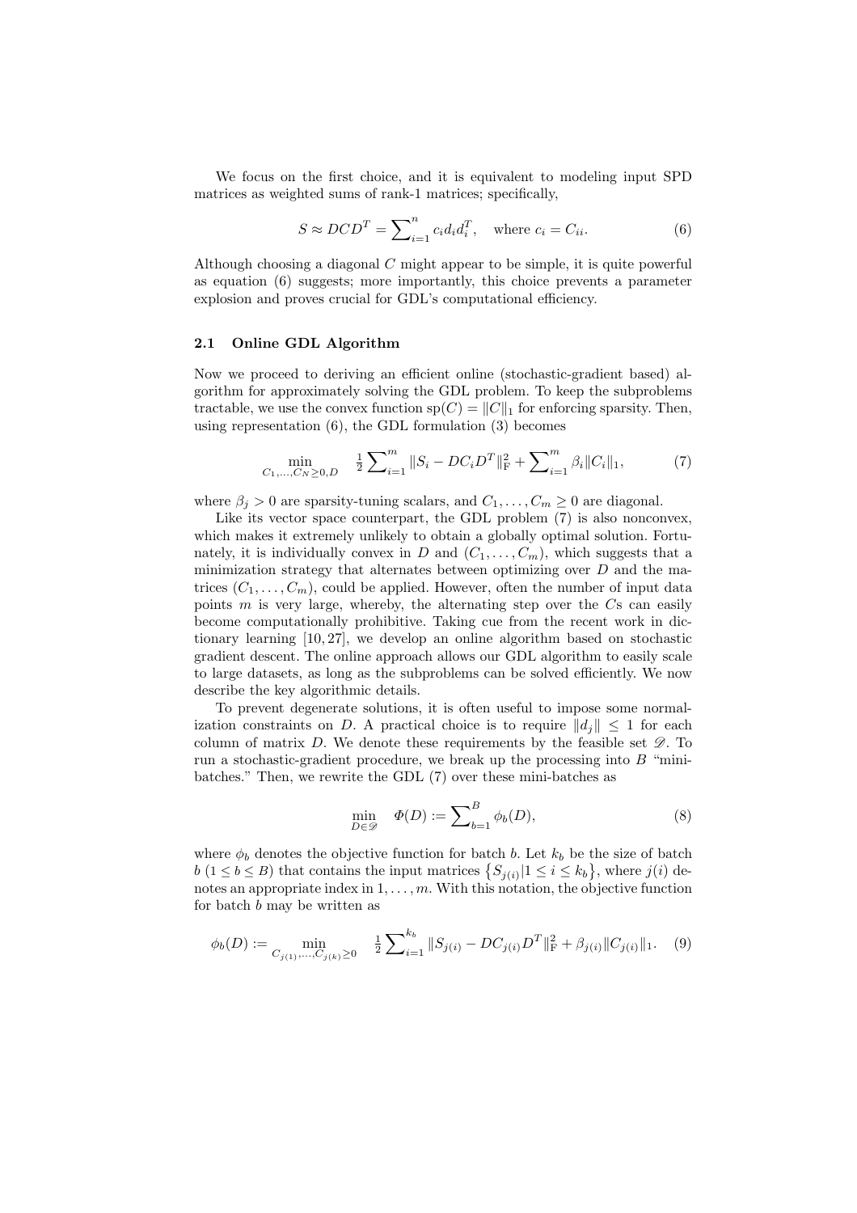We focus on the first choice, and it is equivalent to modeling input SPD matrices as weighted sums of rank-1 matrices; specifically,

$$S \approx DCD^T = \sum\nolimits_{i=1}^{n} c_i d_i d_i^T, \quad \text{where } c_i = C_{ii}. \tag{6}$$

Although choosing a diagonal $C$ might appear to be simple, it is quite powerful as equation (6) suggests; more importantly, this choice prevents a parameter explosion and proves crucial for GDL's computational efficiency.

### 2.1 Online GDL Algorithm

Now we proceed to deriving an efficient online (stochastic-gradient based) algorithm for approximately solving the GDL problem. To keep the subproblems tractable, we use the convex function $\mathrm{sp}(C) = \|C\|_1$ for enforcing sparsity. Then, using representation (6), the GDL formulation (3) becomes

$$\min_{C_1,\ldots,C_N \geq 0, D} \quad \tfrac{1}{2}\sum\nolimits_{i=1}^{m} \|S_i - DC_iD^T\|_{\mathrm{F}}^2 + \sum\nolimits_{i=1}^{m} \beta_i \|C_i\|_1, \tag{7}$$

where $\beta_j > 0$ are sparsity-tuning scalars, and $C_1, \ldots, C_m \geq 0$ are diagonal.

Like its vector space counterpart, the GDL problem (7) is also nonconvex, which makes it extremely unlikely to obtain a globally optimal solution. Fortunately, it is individually convex in $D$ and $(C_1, \ldots, C_m)$, which suggests that a minimization strategy that alternates between optimizing over $D$ and the matrices $(C_1, \ldots, C_m)$, could be applied. However, often the number of input data points $m$ is very large, whereby, the alternating step over the $C$s can easily become computationally prohibitive. Taking cue from the recent work in dictionary learning [10, 27], we develop an online algorithm based on stochastic gradient descent. The online approach allows our GDL algorithm to easily scale to large datasets, as long as the subproblems can be solved efficiently. We now describe the key algorithmic details.

To prevent degenerate solutions, it is often useful to impose some normalization constraints on $D$. A practical choice is to require $\|d_j\| \leq 1$ for each column of matrix $D$. We denote these requirements by the feasible set $\mathscr{D}$. To run a stochastic-gradient procedure, we break up the processing into $B$ "mini-batches." Then, we rewrite the GDL (7) over these mini-batches as

$$\min_{D \in \mathscr{D}} \quad \Phi(D) := \sum\nolimits_{b=1}^{B} \phi_b(D), \tag{8}$$

where $\phi_b$ denotes the objective function for batch $b$. Let $k_b$ be the size of batch $b$ ($1 \leq b \leq B$) that contains the input matrices $\{S_{j(i)} | 1 \leq i \leq k_b\}$, where $j(i)$ denotes an appropriate index in $1, \ldots, m$. With this notation, the objective function for batch $b$ may be written as

$$\phi_b(D) := \min_{C_{j(1)},\ldots,C_{j(k)} \geq 0} \quad \tfrac{1}{2}\sum\nolimits_{i=1}^{k_b} \|S_{j(i)} - DC_{j(i)}D^T\|_{\mathrm{F}}^2 + \beta_{j(i)} \|C_{j(i)}\|_1. \tag{9}$$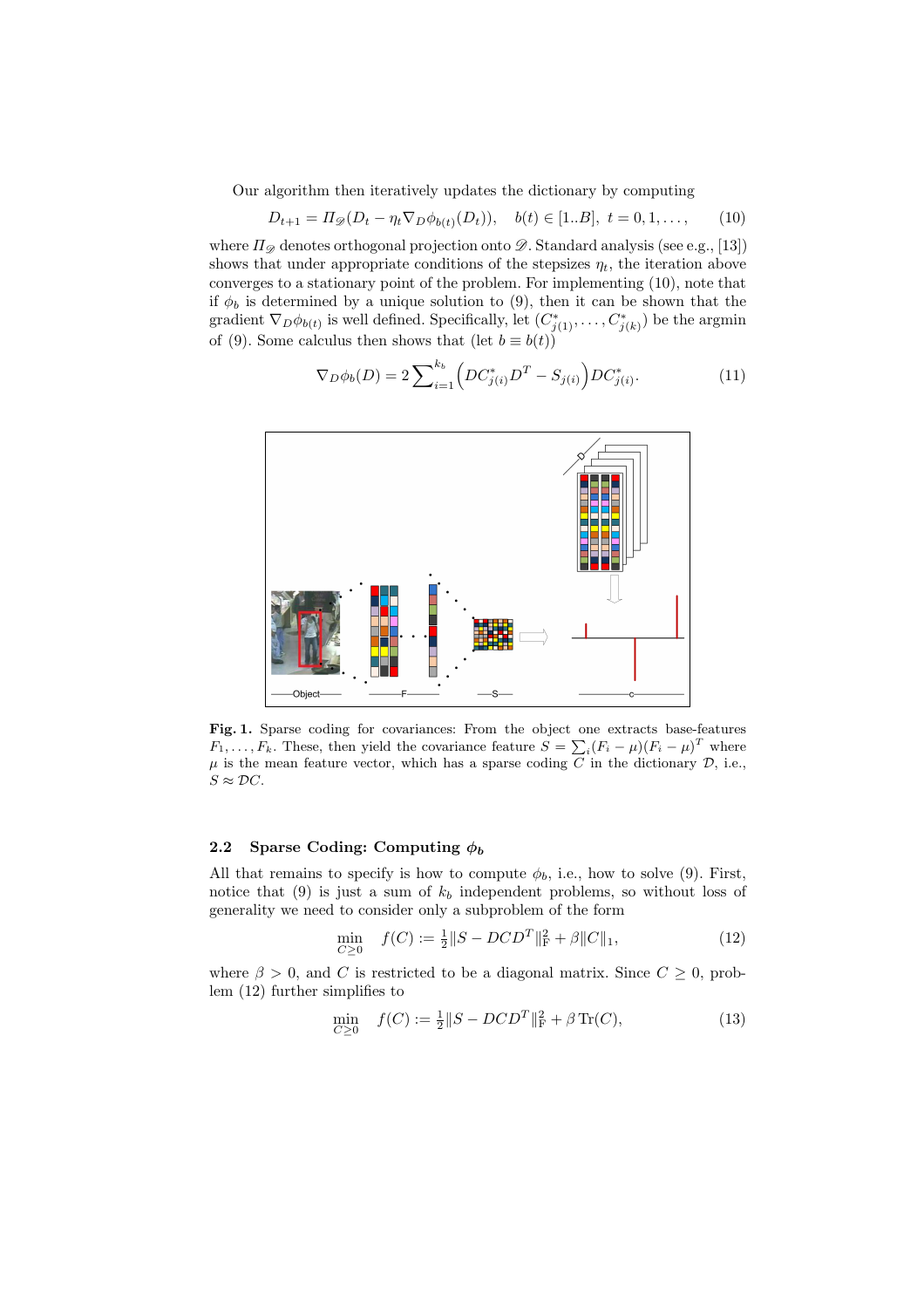Our algorithm then iteratively updates the dictionary by computing

$$D_{t+1} = \Pi_{\mathscr{D}}(D_t - \eta_t \nabla_D \phi_{b(t)}(D_t)), \quad b(t) \in [1..B], \; t = 0, 1, \ldots, \tag{10}$$

where $\Pi_{\mathscr{D}}$ denotes orthogonal projection onto $\mathscr{D}$. Standard analysis (see e.g., [13]) shows that under appropriate conditions of the stepsizes $\eta_t$, the iteration above converges to a stationary point of the problem. For implementing (10), note that if $\phi_b$ is determined by a unique solution to (9), then it can be shown that the gradient $\nabla_D \phi_{b(t)}$ is well defined. Specifically, let $(C^*_{j(1)}, \ldots, C^*_{j(k)})$ be the argmin of (9). Some calculus then shows that (let $b \equiv b(t)$)

$$\nabla_D \phi_b(D) = 2 \sum\nolimits_{i=1}^{k_b} \Big( D C^*_{j(i)} D^T - S_{j(i)} \Big) D C^*_{j(i)}. \tag{11}$$

**Fig. 1.** Sparse coding for covariances: From the object one extracts base-features $F_1, \ldots, F_k$. These, then yield the covariance feature $S = \sum_i (F_i - \mu)(F_i - \mu)^T$ where $\mu$ is the mean feature vector, which has a sparse coding $C$ in the dictionary $\mathcal{D}$, i.e., $S \approx \mathcal{D}C$.

### 2.2 Sparse Coding: Computing $\phi_b$

All that remains to specify is how to compute $\phi_b$, i.e., how to solve (9). First, notice that (9) is just a sum of $k_b$ independent problems, so without loss of generality we need to consider only a subproblem of the form

$$\min_{C \geq 0} \quad f(C) := \tfrac{1}{2} \| S - DCD^T \|_{\mathrm{F}}^2 + \beta \|C\|_1, \tag{12}$$

where $\beta > 0$, and $C$ is restricted to be a diagonal matrix. Since $C \geq 0$, problem (12) further simplifies to

$$\min_{C \geq 0} \quad f(C) := \tfrac{1}{2} \| S - DCD^T \|_{\mathrm{F}}^2 + \beta \operatorname{Tr}(C), \tag{13}$$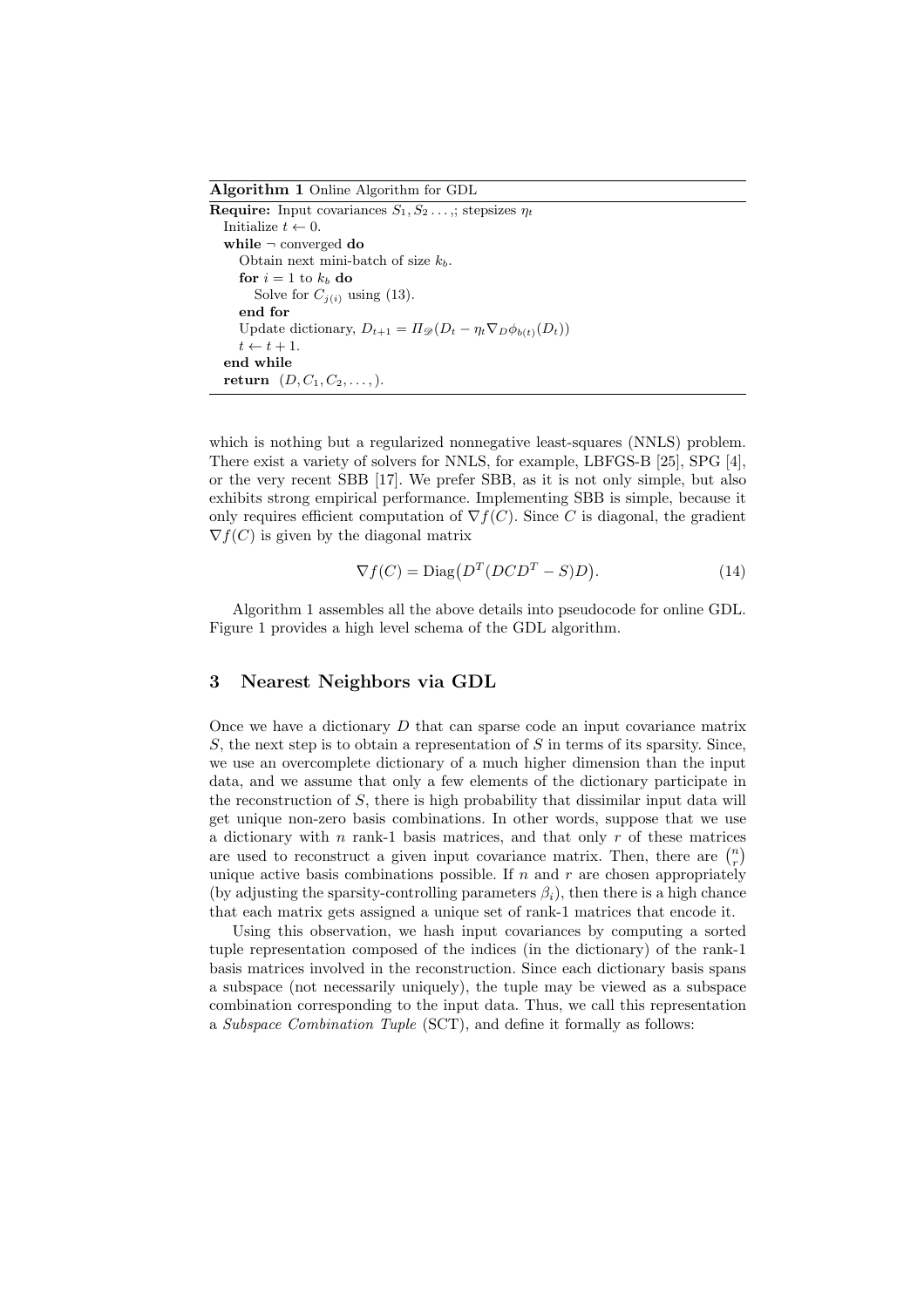**Algorithm 1** Online Algorithm for GDL

```
Require: Input covariances S_1, S_2 ...,; stepsizes η_t
  Initialize t ← 0.
  while ¬ converged do
    Obtain next mini-batch of size k_b.
    for i = 1 to k_b do
      Solve for C_{j(i)} using (13).
    end for
    Update dictionary, D_{t+1} = Π_𝒟(D_t − η_t ∇_D φ_{b(t)}(D_t))
    t ← t + 1.
  end while
  return (D, C_1, C_2, ...,).
```

which is nothing but a regularized nonnegative least-squares (NNLS) problem. There exist a variety of solvers for NNLS, for example, LBFGS-B [25], SPG [4], or the very recent SBB [17]. We prefer SBB, as it is not only simple, but also exhibits strong empirical performance. Implementing SBB is simple, because it only requires efficient computation of $\nabla f(C)$. Since $C$ is diagonal, the gradient $\nabla f(C)$ is given by the diagonal matrix

$$\nabla f(C) = \mathrm{Diag}\big(D^T(DCD^T - S)D\big). \tag{14}$$

Algorithm 1 assembles all the above details into pseudocode for online GDL. Figure 1 provides a high level schema of the GDL algorithm.

## 3 Nearest Neighbors via GDL

Once we have a dictionary $D$ that can sparse code an input covariance matrix $S$, the next step is to obtain a representation of $S$ in terms of its sparsity. Since, we use an overcomplete dictionary of a much higher dimension than the input data, and we assume that only a few elements of the dictionary participate in the reconstruction of $S$, there is high probability that dissimilar input data will get unique non-zero basis combinations. In other words, suppose that we use a dictionary with $n$ rank-1 basis matrices, and that only $r$ of these matrices are used to reconstruct a given input covariance matrix. Then, there are $\binom{n}{r}$ unique active basis combinations possible. If $n$ and $r$ are chosen appropriately (by adjusting the sparsity-controlling parameters $\beta_i$), then there is a high chance that each matrix gets assigned a unique set of rank-1 matrices that encode it.

Using this observation, we hash input covariances by computing a sorted tuple representation composed of the indices (in the dictionary) of the rank-1 basis matrices involved in the reconstruction. Since each dictionary basis spans a subspace (not necessarily uniquely), the tuple may be viewed as a subspace combination corresponding to the input data. Thus, we call this representation a *Subspace Combination Tuple* (SCT), and define it formally as follows: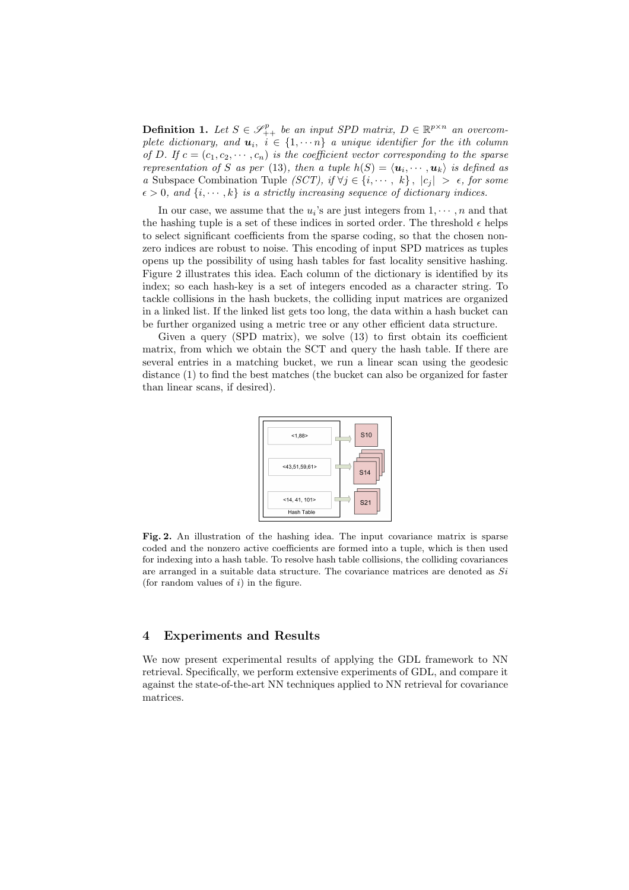**Definition 1.** *Let $S \in \mathscr{S}_{++}^{p}$ be an input SPD matrix, $D \in \mathbb{R}^{p \times n}$ an overcomplete dictionary, and $\boldsymbol{u}_i,\ i \in \{1, \cdots n\}$ a unique identifier for the ith column of $D$. If $c = (c_1, c_2, \cdots, c_n)$ is the coefficient vector corresponding to the sparse representation of $S$ as per* (13)*, then a tuple $h(S) = \langle \boldsymbol{u}_i, \cdots, \boldsymbol{u}_k \rangle$ is defined as a* Subspace Combination Tuple *(SCT), if $\forall j \in \{i, \cdots, k\},\ |c_j| > \epsilon$, for some $\epsilon > 0$, and $\{i, \cdots, k\}$ is a strictly increasing sequence of dictionary indices.*

In our case, we assume that the $u_i$'s are just integers from $1, \cdots, n$ and that the hashing tuple is a set of these indices in sorted order. The threshold $\epsilon$ helps to select significant coefficients from the sparse coding, so that the chosen non-zero indices are robust to noise. This encoding of input SPD matrices as tuples opens up the possibility of using hash tables for fast locality sensitive hashing. Figure 2 illustrates this idea. Each column of the dictionary is identified by its index; so each hash-key is a set of integers encoded as a character string. To tackle collisions in the hash buckets, the colliding input matrices are organized in a linked list. If the linked list gets too long, the data within a hash bucket can be further organized using a metric tree or any other efficient data structure.

Given a query (SPD matrix), we solve (13) to first obtain its coefficient matrix, from which we obtain the SCT and query the hash table. If there are several entries in a matching bucket, we run a linear scan using the geodesic distance (1) to find the best matches (the bucket can also be organized for faster than linear scans, if desired).

**Fig. 2.** An illustration of the hashing idea. The input covariance matrix is sparse coded and the nonzero active coefficients are formed into a tuple, which is then used for indexing into a hash table. To resolve hash table collisions, the colliding covariances are arranged in a suitable data structure. The covariance matrices are denoted as $Si$ (for random values of $i$) in the figure.

## 4 Experiments and Results

We now present experimental results of applying the GDL framework to NN retrieval. Specifically, we perform extensive experiments of GDL, and compare it against the state-of-the-art NN techniques applied to NN retrieval for covariance matrices.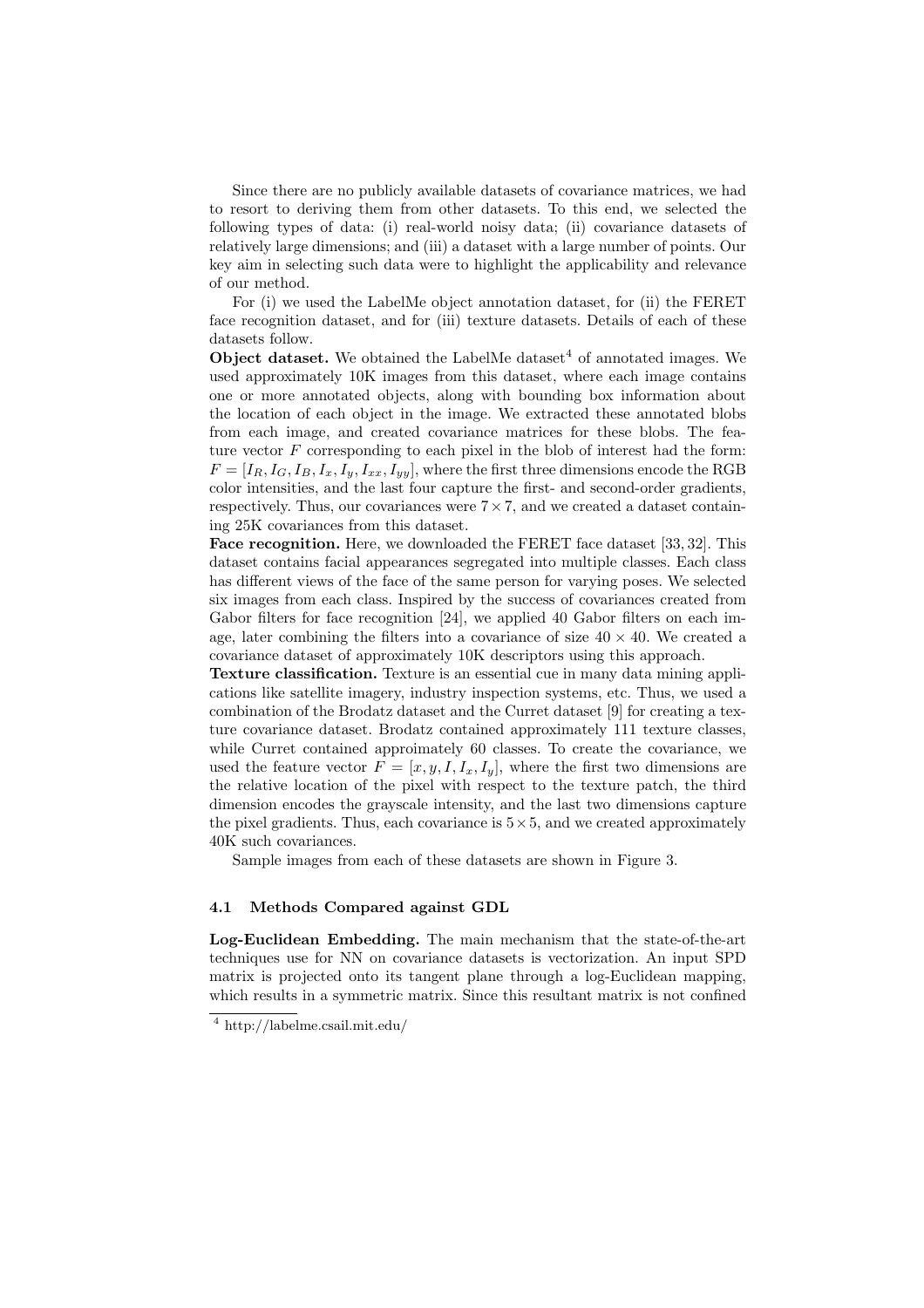Since there are no publicly available datasets of covariance matrices, we had to resort to deriving them from other datasets. To this end, we selected the following types of data: (i) real-world noisy data; (ii) covariance datasets of relatively large dimensions; and (iii) a dataset with a large number of points. Our key aim in selecting such data were to highlight the applicability and relevance of our method.

For (i) we used the LabelMe object annotation dataset, for (ii) the FERET face recognition dataset, and for (iii) texture datasets. Details of each of these datasets follow.

**Object dataset.** We obtained the LabelMe dataset[4] of annotated images. We used approximately 10K images from this dataset, where each image contains one or more annotated objects, along with bounding box information about the location of each object in the image. We extracted these annotated blobs from each image, and created covariance matrices for these blobs. The feature vector $F$ corresponding to each pixel in the blob of interest had the form: $F = [I_R, I_G, I_B, I_x, I_y, I_{xx}, I_{yy}]$, where the first three dimensions encode the RGB color intensities, and the last four capture the first- and second-order gradients, respectively. Thus, our covariances were $7 \times 7$, and we created a dataset containing 25K covariances from this dataset.

**Face recognition.** Here, we downloaded the FERET face dataset [33, 32]. This dataset contains facial appearances segregated into multiple classes. Each class has different views of the face of the same person for varying poses. We selected six images from each class. Inspired by the success of covariances created from Gabor filters for face recognition [24], we applied 40 Gabor filters on each image, later combining the filters into a covariance of size $40 \times 40$. We created a covariance dataset of approximately 10K descriptors using this approach.

**Texture classification.** Texture is an essential cue in many data mining applications like satellite imagery, industry inspection systems, etc. Thus, we used a combination of the Brodatz dataset and the Curret dataset [9] for creating a texture covariance dataset. Brodatz contained approximately 111 texture classes, while Curret contained approimately 60 classes. To create the covariance, we used the feature vector $F = [x, y, I, I_x, I_y]$, where the first two dimensions are the relative location of the pixel with respect to the texture patch, the third dimension encodes the grayscale intensity, and the last two dimensions capture the pixel gradients. Thus, each covariance is $5 \times 5$, and we created approximately 40K such covariances.

Sample images from each of these datasets are shown in Figure 3.

### 4.1 Methods Compared against GDL

**Log-Euclidean Embedding.** The main mechanism that the state-of-the-art techniques use for NN on covariance datasets is vectorization. An input SPD matrix is projected onto its tangent plane through a log-Euclidean mapping, which results in a symmetric matrix. Since this resultant matrix is not confined

[4] http://labelme.csail.mit.edu/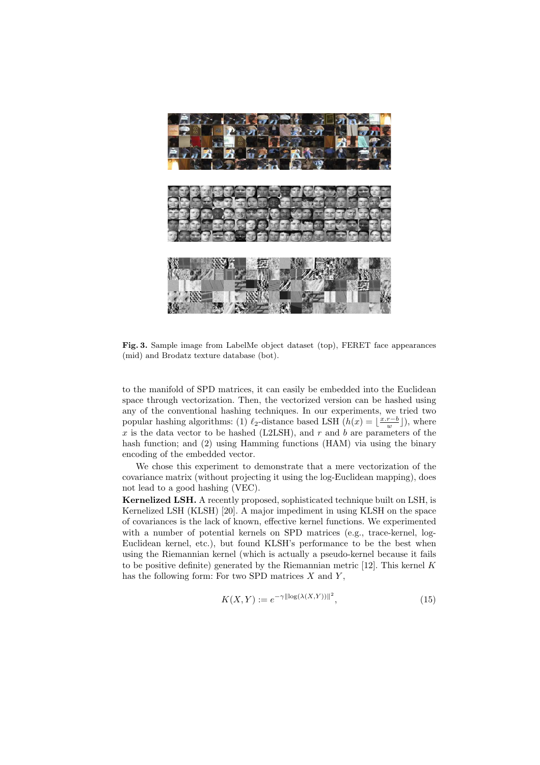**Fig. 3.** Sample image from LabelMe object dataset (top), FERET face appearances (mid) and Brodatz texture database (bot).

to the manifold of SPD matrices, it can easily be embedded into the Euclidean space through vectorization. Then, the vectorized version can be hashed using any of the conventional hashing techniques. In our experiments, we tried two popular hashing algorithms: (1) $\ell_2$-distance based LSH ($h(x) = \lfloor \frac{x.r-b}{w} \rfloor$), where $x$ is the data vector to be hashed (L2LSH), and $r$ and $b$ are parameters of the hash function; and (2) using Hamming functions (HAM) via using the binary encoding of the embedded vector.

We chose this experiment to demonstrate that a mere vectorization of the covariance matrix (without projecting it using the log-Euclidean mapping), does not lead to a good hashing (VEC).

**Kernelized LSH.** A recently proposed, sophisticated technique built on LSH, is Kernelized LSH (KLSH) [20]. A major impediment in using KLSH on the space of covariances is the lack of known, effective kernel functions. We experimented with a number of potential kernels on SPD matrices (e.g., trace-kernel, log-Euclidean kernel, etc.), but found KLSH's performance to be the best when using the Riemannian kernel (which is actually a pseudo-kernel because it fails to be positive definite) generated by the Riemannian metric [12]. This kernel $K$ has the following form: For two SPD matrices $X$ and $Y$,

$$K(X,Y) := e^{-\gamma \|\log(\lambda(X,Y))\|^2}, \tag{15}$$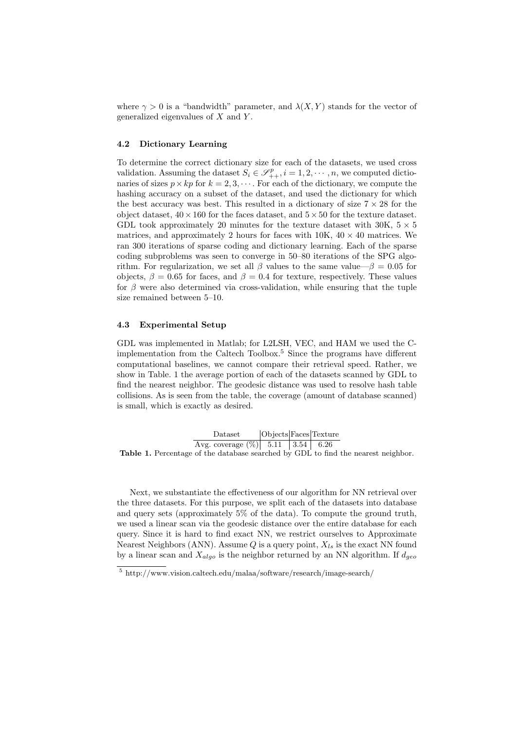where $\gamma > 0$ is a "bandwidth" parameter, and $\lambda(X, Y)$ stands for the vector of generalized eigenvalues of $X$ and $Y$.

### 4.2 Dictionary Learning

To determine the correct dictionary size for each of the datasets, we used cross validation. Assuming the dataset $S_i \in \mathscr{S}^p_{++}, i = 1, 2, \cdots, n$, we computed dictionaries of sizes $p \times kp$ for $k = 2, 3, \cdots$. For each of the dictionary, we compute the hashing accuracy on a subset of the dataset, and used the dictionary for which the best accuracy was best. This resulted in a dictionary of size $7 \times 28$ for the object dataset, $40 \times 160$ for the faces dataset, and $5 \times 50$ for the texture dataset. GDL took approximately 20 minutes for the texture dataset with 30K, $5 \times 5$ matrices, and approximately 2 hours for faces with 10K, $40 \times 40$ matrices. We ran 300 iterations of sparse coding and dictionary learning. Each of the sparse coding subproblems was seen to converge in 50–80 iterations of the SPG algorithm. For regularization, we set all $\beta$ values to the same value—$\beta = 0.05$ for objects, $\beta = 0.65$ for faces, and $\beta = 0.4$ for texture, respectively. These values for $\beta$ were also determined via cross-validation, while ensuring that the tuple size remained between 5–10.

### 4.3 Experimental Setup

GDL was implemented in Matlab; for L2LSH, VEC, and HAM we used the C-implementation from the Caltech Toolbox.[5] Since the programs have different computational baselines, we cannot compare their retrieval speed. Rather, we show in Table. 1 the average portion of each of the datasets scanned by GDL to find the nearest neighbor. The geodesic distance was used to resolve hash table collisions. As is seen from the table, the coverage (amount of database scanned) is small, which is exactly as desired.

| Dataset | Objects | Faces | Texture |
|---|---|---|---|
| Avg. coverage (%) | 5.11 | 3.54 | 6.26 |

**Table 1.** Percentage of the database searched by GDL to find the nearest neighbor.

Next, we substantiate the effectiveness of our algorithm for NN retrieval over the three datasets. For this purpose, we split each of the datasets into database and query sets (approximately 5% of the data). To compute the ground truth, we used a linear scan via the geodesic distance over the entire database for each query. Since it is hard to find exact NN, we restrict ourselves to Approximate Nearest Neighbors (ANN). Assume $Q$ is a query point, $X_{ls}$ is the exact NN found by a linear scan and $X_{algo}$ is the neighbor returned by an NN algorithm. If $d_{geo}$

[5] http://www.vision.caltech.edu/malaa/software/research/image-search/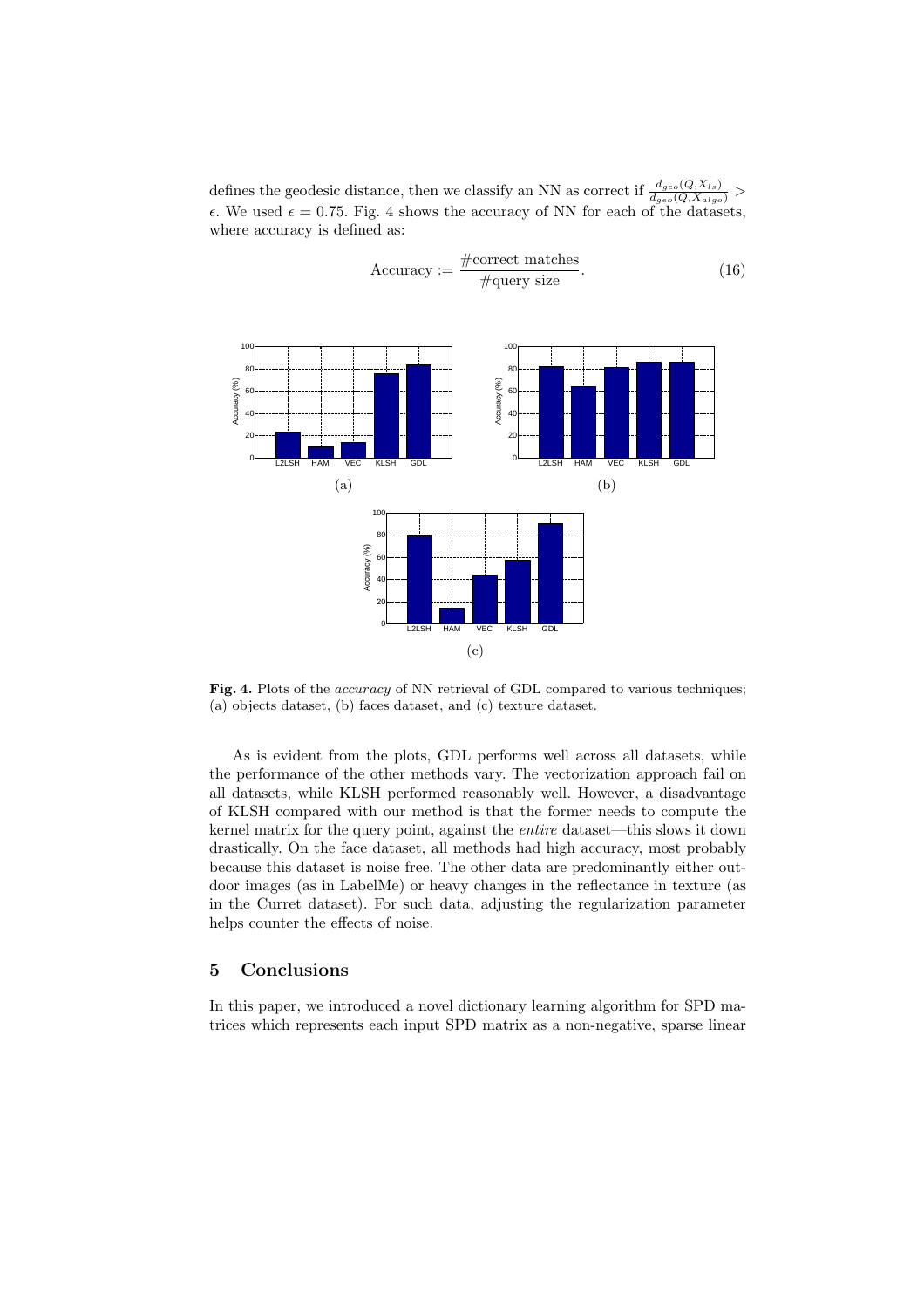defines the geodesic distance, then we classify an NN as correct if $\frac{d_{geo}(Q,X_{ls})}{d_{geo}(Q,X_{algo})} > \epsilon$. We used $\epsilon = 0.75$. Fig. 4 shows the accuracy of NN for each of the datasets, where accuracy is defined as:

$$\text{Accuracy} := \frac{\#\text{correct matches}}{\#\text{query size}}. \tag{16}$$

**Fig. 4.** Plots of the *accuracy* of NN retrieval of GDL compared to various techniques; (a) objects dataset, (b) faces dataset, and (c) texture dataset.

As is evident from the plots, GDL performs well across all datasets, while the performance of the other methods vary. The vectorization approach fail on all datasets, while KLSH performed reasonably well. However, a disadvantage of KLSH compared with our method is that the former needs to compute the kernel matrix for the query point, against the *entire* dataset—this slows it down drastically. On the face dataset, all methods had high accuracy, most probably because this dataset is noise free. The other data are predominantly either outdoor images (as in LabelMe) or heavy changes in the reflectance in texture (as in the Curret dataset). For such data, adjusting the regularization parameter helps counter the effects of noise.

## 5 Conclusions

In this paper, we introduced a novel dictionary learning algorithm for SPD matrices which represents each input SPD matrix as a non-negative, sparse linear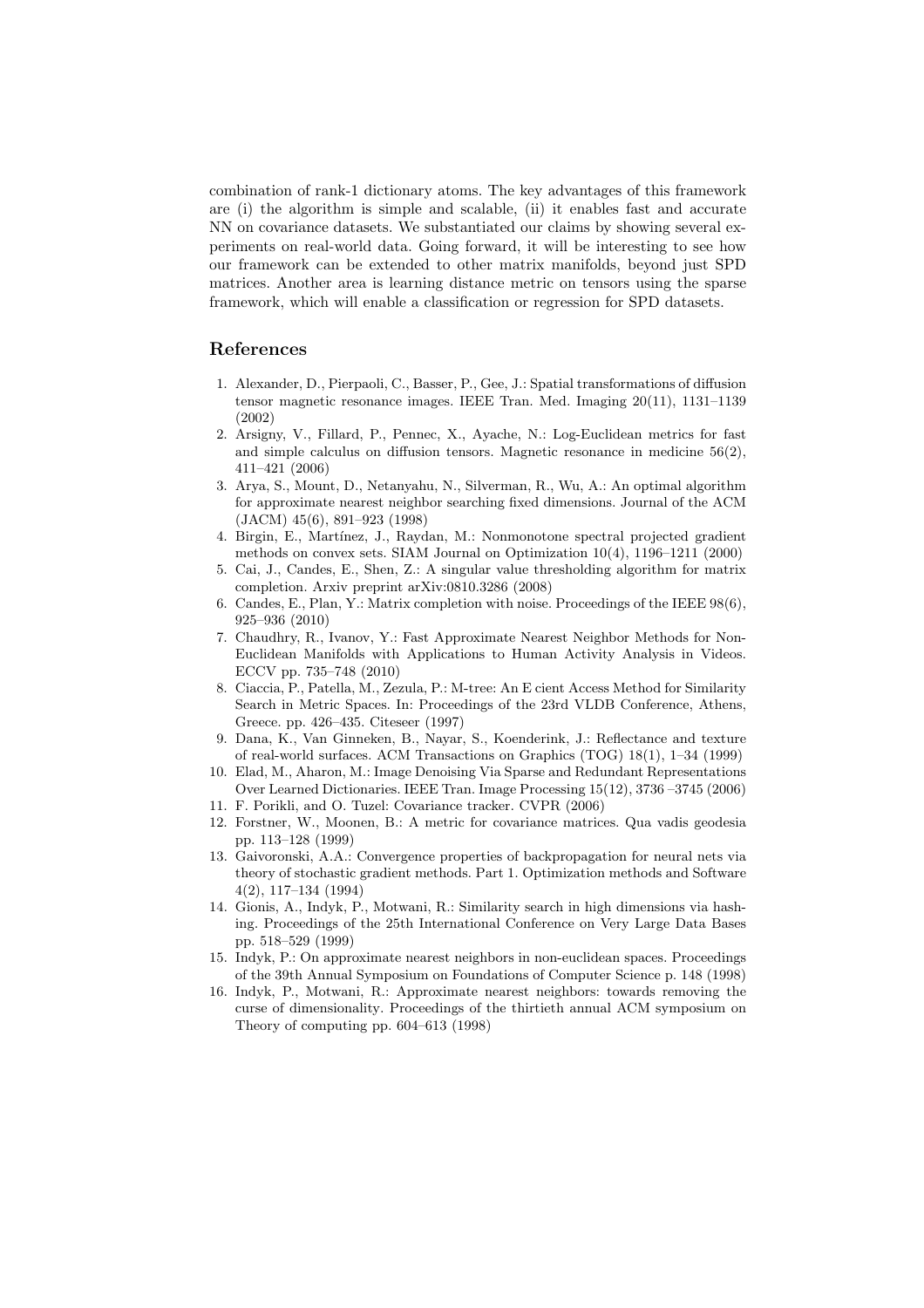combination of rank-1 dictionary atoms. The key advantages of this framework are (i) the algorithm is simple and scalable, (ii) it enables fast and accurate NN on covariance datasets. We substantiated our claims by showing several experiments on real-world data. Going forward, it will be interesting to see how our framework can be extended to other matrix manifolds, beyond just SPD matrices. Another area is learning distance metric on tensors using the sparse framework, which will enable a classification or regression for SPD datasets.

## References

1. Alexander, D., Pierpaoli, C., Basser, P., Gee, J.: Spatial transformations of diffusion tensor magnetic resonance images. IEEE Tran. Med. Imaging 20(11), 1131–1139 (2002)
2. Arsigny, V., Fillard, P., Pennec, X., Ayache, N.: Log-Euclidean metrics for fast and simple calculus on diffusion tensors. Magnetic resonance in medicine 56(2), 411–421 (2006)
3. Arya, S., Mount, D., Netanyahu, N., Silverman, R., Wu, A.: An optimal algorithm for approximate nearest neighbor searching fixed dimensions. Journal of the ACM (JACM) 45(6), 891–923 (1998)
4. Birgin, E., Martínez, J., Raydan, M.: Nonmonotone spectral projected gradient methods on convex sets. SIAM Journal on Optimization 10(4), 1196–1211 (2000)
5. Cai, J., Candes, E., Shen, Z.: A singular value thresholding algorithm for matrix completion. Arxiv preprint arXiv:0810.3286 (2008)
6. Candes, E., Plan, Y.: Matrix completion with noise. Proceedings of the IEEE 98(6), 925–936 (2010)
7. Chaudhry, R., Ivanov, Y.: Fast Approximate Nearest Neighbor Methods for Non-Euclidean Manifolds with Applications to Human Activity Analysis in Videos. ECCV pp. 735–748 (2010)
8. Ciaccia, P., Patella, M., Zezula, P.: M-tree: An E cient Access Method for Similarity Search in Metric Spaces. In: Proceedings of the 23rd VLDB Conference, Athens, Greece. pp. 426–435. Citeseer (1997)
9. Dana, K., Van Ginneken, B., Nayar, S., Koenderink, J.: Reflectance and texture of real-world surfaces. ACM Transactions on Graphics (TOG) 18(1), 1–34 (1999)
10. Elad, M., Aharon, M.: Image Denoising Via Sparse and Redundant Representations Over Learned Dictionaries. IEEE Tran. Image Processing 15(12), 3736 –3745 (2006)
11. F. Porikli, and O. Tuzel: Covariance tracker. CVPR (2006)
12. Forstner, W., Moonen, B.: A metric for covariance matrices. Qua vadis geodesia pp. 113–128 (1999)
13. Gaivoronski, A.A.: Convergence properties of backpropagation for neural nets via theory of stochastic gradient methods. Part 1. Optimization methods and Software 4(2), 117–134 (1994)
14. Gionis, A., Indyk, P., Motwani, R.: Similarity search in high dimensions via hashing. Proceedings of the 25th International Conference on Very Large Data Bases pp. 518–529 (1999)
15. Indyk, P.: On approximate nearest neighbors in non-euclidean spaces. Proceedings of the 39th Annual Symposium on Foundations of Computer Science p. 148 (1998)
16. Indyk, P., Motwani, R.: Approximate nearest neighbors: towards removing the curse of dimensionality. Proceedings of the thirtieth annual ACM symposium on Theory of computing pp. 604–613 (1998)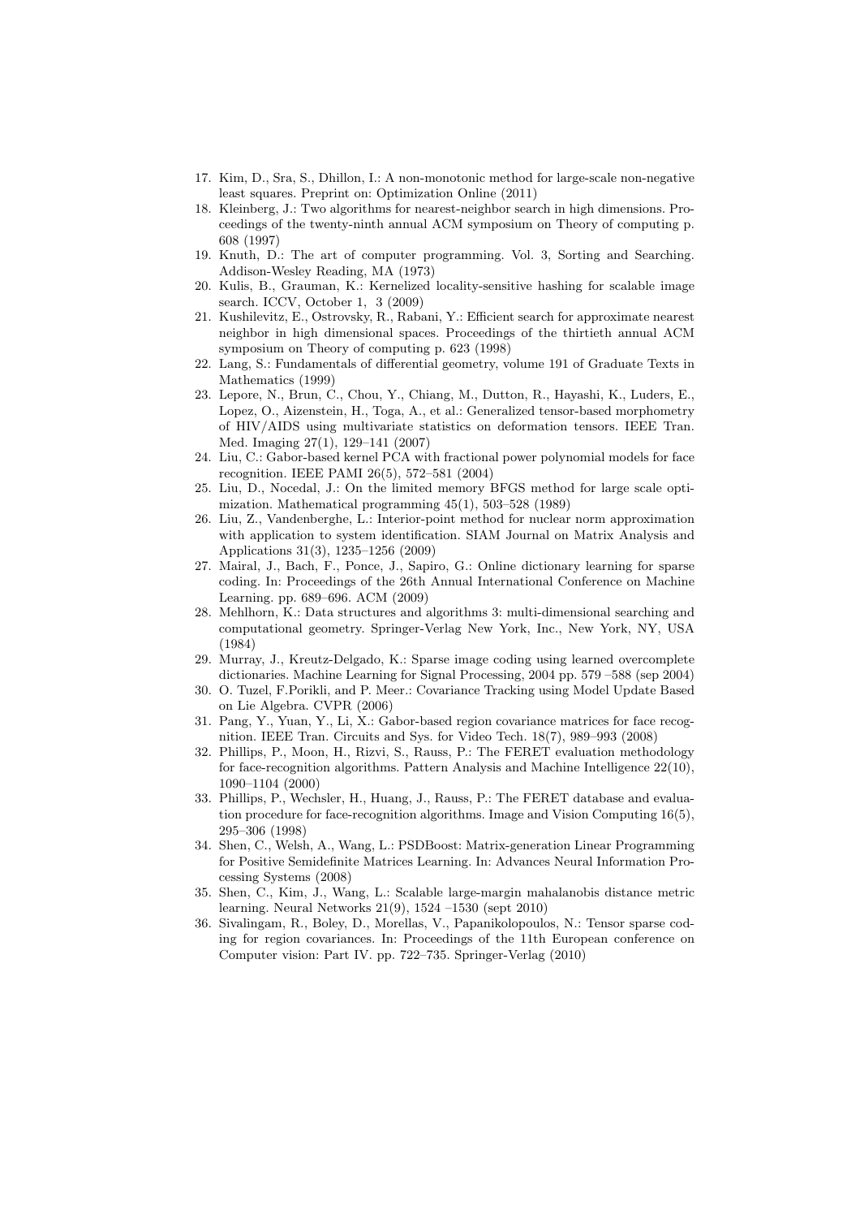17. Kim, D., Sra, S., Dhillon, I.: A non-monotonic method for large-scale non-negative least squares. Preprint on: Optimization Online (2011)
18. Kleinberg, J.: Two algorithms for nearest-neighbor search in high dimensions. Proceedings of the twenty-ninth annual ACM symposium on Theory of computing p. 608 (1997)
19. Knuth, D.: The art of computer programming. Vol. 3, Sorting and Searching. Addison-Wesley Reading, MA (1973)
20. Kulis, B., Grauman, K.: Kernelized locality-sensitive hashing for scalable image search. ICCV, October 1, 3 (2009)
21. Kushilevitz, E., Ostrovsky, R., Rabani, Y.: Efficient search for approximate nearest neighbor in high dimensional spaces. Proceedings of the thirtieth annual ACM symposium on Theory of computing p. 623 (1998)
22. Lang, S.: Fundamentals of differential geometry, volume 191 of Graduate Texts in Mathematics (1999)
23. Lepore, N., Brun, C., Chou, Y., Chiang, M., Dutton, R., Hayashi, K., Luders, E., Lopez, O., Aizenstein, H., Toga, A., et al.: Generalized tensor-based morphometry of HIV/AIDS using multivariate statistics on deformation tensors. IEEE Tran. Med. Imaging 27(1), 129–141 (2007)
24. Liu, C.: Gabor-based kernel PCA with fractional power polynomial models for face recognition. IEEE PAMI 26(5), 572–581 (2004)
25. Liu, D., Nocedal, J.: On the limited memory BFGS method for large scale optimization. Mathematical programming 45(1), 503–528 (1989)
26. Liu, Z., Vandenberghe, L.: Interior-point method for nuclear norm approximation with application to system identification. SIAM Journal on Matrix Analysis and Applications 31(3), 1235–1256 (2009)
27. Mairal, J., Bach, F., Ponce, J., Sapiro, G.: Online dictionary learning for sparse coding. In: Proceedings of the 26th Annual International Conference on Machine Learning. pp. 689–696. ACM (2009)
28. Mehlhorn, K.: Data structures and algorithms 3: multi-dimensional searching and computational geometry. Springer-Verlag New York, Inc., New York, NY, USA (1984)
29. Murray, J., Kreutz-Delgado, K.: Sparse image coding using learned overcomplete dictionaries. Machine Learning for Signal Processing, 2004 pp. 579 –588 (sep 2004)
30. O. Tuzel, F.Porikli, and P. Meer.: Covariance Tracking using Model Update Based on Lie Algebra. CVPR (2006)
31. Pang, Y., Yuan, Y., Li, X.: Gabor-based region covariance matrices for face recognition. IEEE Tran. Circuits and Sys. for Video Tech. 18(7), 989–993 (2008)
32. Phillips, P., Moon, H., Rizvi, S., Rauss, P.: The FERET evaluation methodology for face-recognition algorithms. Pattern Analysis and Machine Intelligence 22(10), 1090–1104 (2000)
33. Phillips, P., Wechsler, H., Huang, J., Rauss, P.: The FERET database and evaluation procedure for face-recognition algorithms. Image and Vision Computing 16(5), 295–306 (1998)
34. Shen, C., Welsh, A., Wang, L.: PSDBoost: Matrix-generation Linear Programming for Positive Semidefinite Matrices Learning. In: Advances Neural Information Processing Systems (2008)
35. Shen, C., Kim, J., Wang, L.: Scalable large-margin mahalanobis distance metric learning. Neural Networks 21(9), 1524 –1530 (sept 2010)
36. Sivalingam, R., Boley, D., Morellas, V., Papanikolopoulos, N.: Tensor sparse coding for region covariances. In: Proceedings of the 11th European conference on Computer vision: Part IV. pp. 722–735. Springer-Verlag (2010)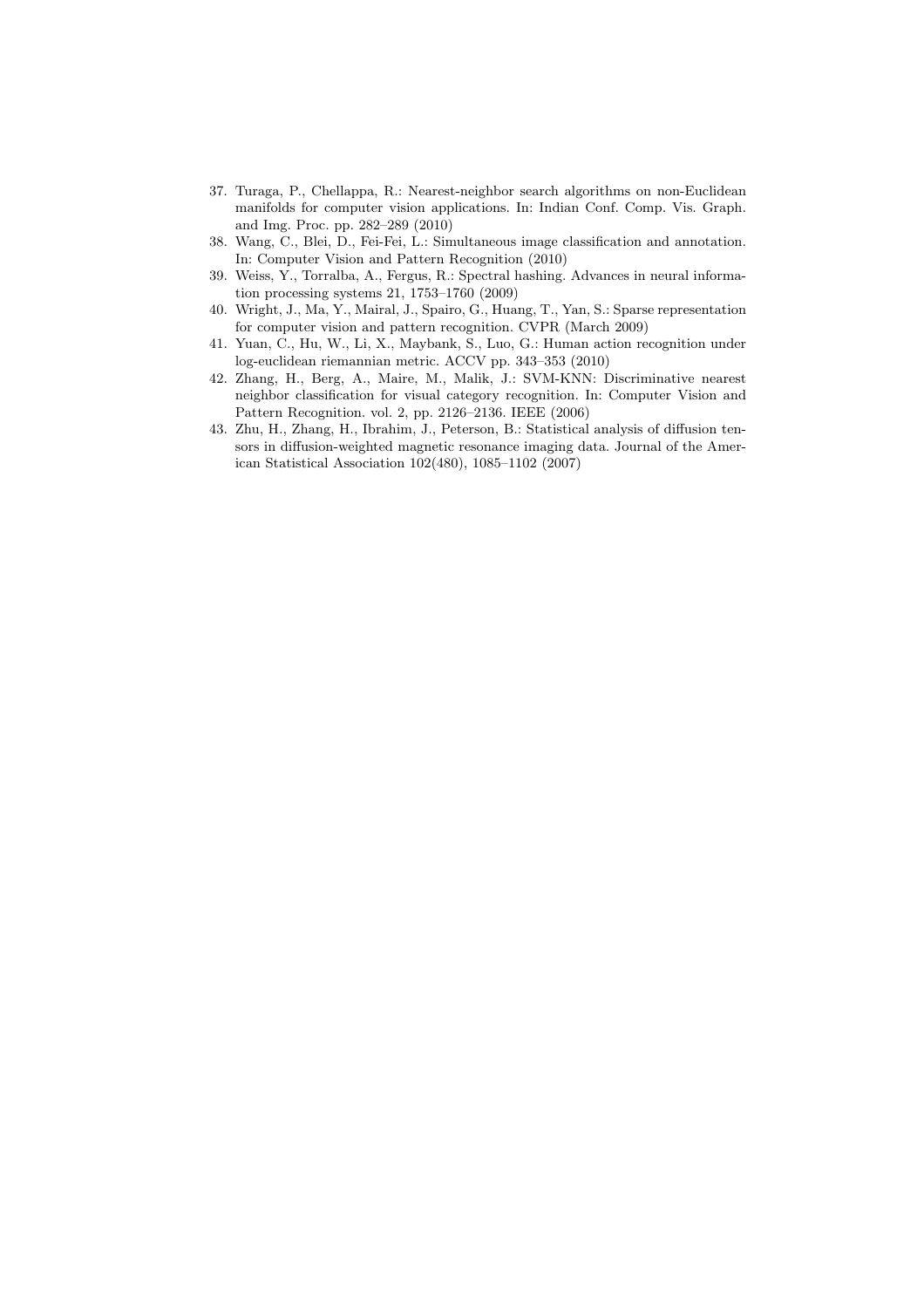37. Turaga, P., Chellappa, R.: Nearest-neighbor search algorithms on non-Euclidean manifolds for computer vision applications. In: Indian Conf. Comp. Vis. Graph. and Img. Proc. pp. 282–289 (2010)
38. Wang, C., Blei, D., Fei-Fei, L.: Simultaneous image classification and annotation. In: Computer Vision and Pattern Recognition (2010)
39. Weiss, Y., Torralba, A., Fergus, R.: Spectral hashing. Advances in neural information processing systems 21, 1753–1760 (2009)
40. Wright, J., Ma, Y., Mairal, J., Spairo, G., Huang, T., Yan, S.: Sparse representation for computer vision and pattern recognition. CVPR (March 2009)
41. Yuan, C., Hu, W., Li, X., Maybank, S., Luo, G.: Human action recognition under log-euclidean riemannian metric. ACCV pp. 343–353 (2010)
42. Zhang, H., Berg, A., Maire, M., Malik, J.: SVM-KNN: Discriminative nearest neighbor classification for visual category recognition. In: Computer Vision and Pattern Recognition. vol. 2, pp. 2126–2136. IEEE (2006)
43. Zhu, H., Zhang, H., Ibrahim, J., Peterson, B.: Statistical analysis of diffusion tensors in diffusion-weighted magnetic resonance imaging data. Journal of the American Statistical Association 102(480), 1085–1102 (2007)